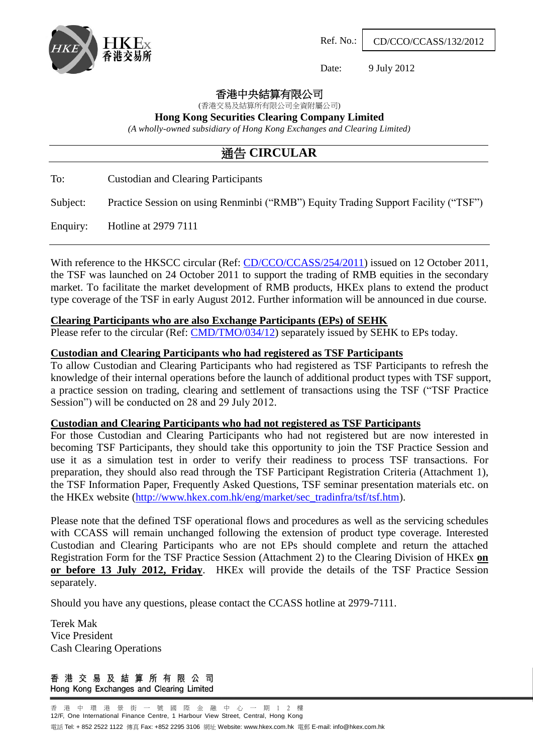HKEx 香港交易所

Ref. No.: CD/CCO/CCASS/132/2012

Date: 9 July 2012

香港中央結算有限公司
(香港交易及結算所有限公司全資附屬公司)
**Hong Kong Securities Clearing Company Limited**
*(A wholly-owned subsidiary of Hong Kong Exchanges and Clearing Limited)*

# 通告 CIRCULAR

To: Custodian and Clearing Participants

Subject: Practice Session on using Renminbi ("RMB") Equity Trading Support Facility ("TSF")

Enquiry: Hotline at 2979 7111

---

With reference to the HKSCC circular (Ref: CD/CCO/CCASS/254/2011) issued on 12 October 2011, the TSF was launched on 24 October 2011 to support the trading of RMB equities in the secondary market. To facilitate the market development of RMB products, HKEx plans to extend the product type coverage of the TSF in early August 2012. Further information will be announced in due course.

**Clearing Participants who are also Exchange Participants (EPs) of SEHK**
Please refer to the circular (Ref: CMD/TMO/034/12) separately issued by SEHK to EPs today.

**Custodian and Clearing Participants who had registered as TSF Participants**
To allow Custodian and Clearing Participants who had registered as TSF Participants to refresh the knowledge of their internal operations before the launch of additional product types with TSF support, a practice session on trading, clearing and settlement of transactions using the TSF ("TSF Practice Session") will be conducted on 28 and 29 July 2012.

**Custodian and Clearing Participants who had not registered as TSF Participants**
For those Custodian and Clearing Participants who had not registered but are now interested in becoming TSF Participants, they should take this opportunity to join the TSF Practice Session and use it as a simulation test in order to verify their readiness to process TSF transactions. For preparation, they should also read through the TSF Participant Registration Criteria (Attachment 1), the TSF Information Paper, Frequently Asked Questions, TSF seminar presentation materials etc. on the HKEx website (http://www.hkex.com.hk/eng/market/sec_tradinfra/tsf/tsf.htm).

Please note that the defined TSF operational flows and procedures as well as the servicing schedules with CCASS will remain unchanged following the extension of product type coverage. Interested Custodian and Clearing Participants who are not EPs should complete and return the attached Registration Form for the TSF Practice Session (Attachment 2) to the Clearing Division of HKEx **on or before 13 July 2012, Friday**. HKEx will provide the details of the TSF Practice Session separately.

Should you have any questions, please contact the CCASS hotline at 2979-7111.

Terek Mak
Vice President
Cash Clearing Operations

香 港 交 易 及 結 算 所 有 限 公 司
Hong Kong Exchanges and Clearing Limited

香 港 中 環 港 景 街 一 號 國 際 金 融 中 心 一 期 1 2 樓
12/F, One International Finance Centre, 1 Harbour View Street, Central, Hong Kong
電話 Tel: + 852 2522 1122 傳真 Fax: +852 2295 3106 網址 Website: www.hkex.com.hk 電郵 E-mail: info@hkex.com.hk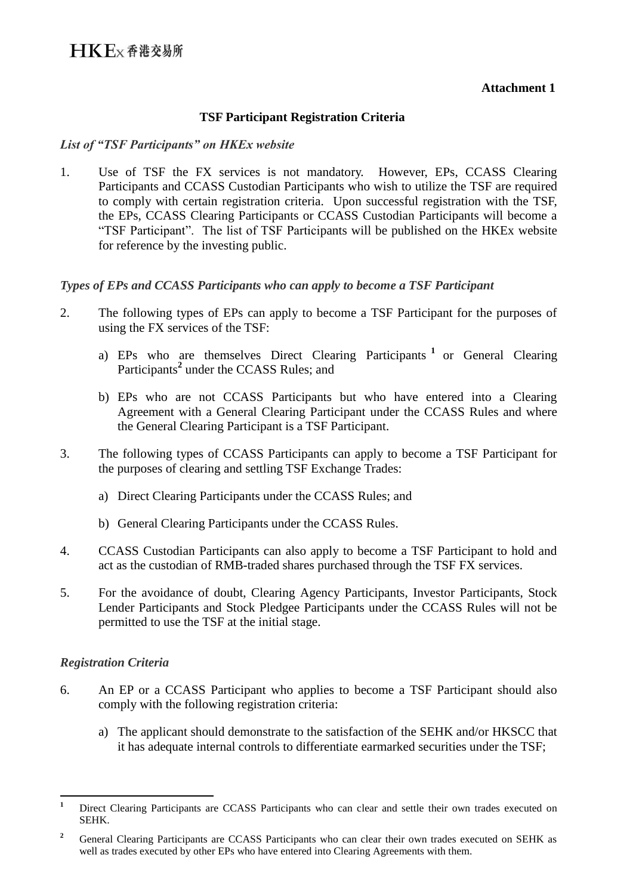**Attachment 1**

## TSF Participant Registration Criteria

*List of "TSF Participants" on HKEx website*

1. Use of TSF the FX services is not mandatory. However, EPs, CCASS Clearing Participants and CCASS Custodian Participants who wish to utilize the TSF are required to comply with certain registration criteria. Upon successful registration with the TSF, the EPs, CCASS Clearing Participants or CCASS Custodian Participants will become a "TSF Participant". The list of TSF Participants will be published on the HKEx website for reference by the investing public.

*Types of EPs and CCASS Participants who can apply to become a TSF Participant*

2. The following types of EPs can apply to become a TSF Participant for the purposes of using the FX services of the TSF:

   a) EPs who are themselves Direct Clearing Participants [1] or General Clearing Participants [2] under the CCASS Rules; and

   b) EPs who are not CCASS Participants but who have entered into a Clearing Agreement with a General Clearing Participant under the CCASS Rules and where the General Clearing Participant is a TSF Participant.

3. The following types of CCASS Participants can apply to become a TSF Participant for the purposes of clearing and settling TSF Exchange Trades:

   a) Direct Clearing Participants under the CCASS Rules; and

   b) General Clearing Participants under the CCASS Rules.

4. CCASS Custodian Participants can also apply to become a TSF Participant to hold and act as the custodian of RMB-traded shares purchased through the TSF FX services.

5. For the avoidance of doubt, Clearing Agency Participants, Investor Participants, Stock Lender Participants and Stock Pledgee Participants under the CCASS Rules will not be permitted to use the TSF at the initial stage.

*Registration Criteria*

6. An EP or a CCASS Participant who applies to become a TSF Participant should also comply with the following registration criteria:

   a) The applicant should demonstrate to the satisfaction of the SEHK and/or HKSCC that it has adequate internal controls to differentiate earmarked securities under the TSF;

---

[1] Direct Clearing Participants are CCASS Participants who can clear and settle their own trades executed on SEHK.

[2] General Clearing Participants are CCASS Participants who can clear their own trades executed on SEHK as well as trades executed by other EPs who have entered into Clearing Agreements with them.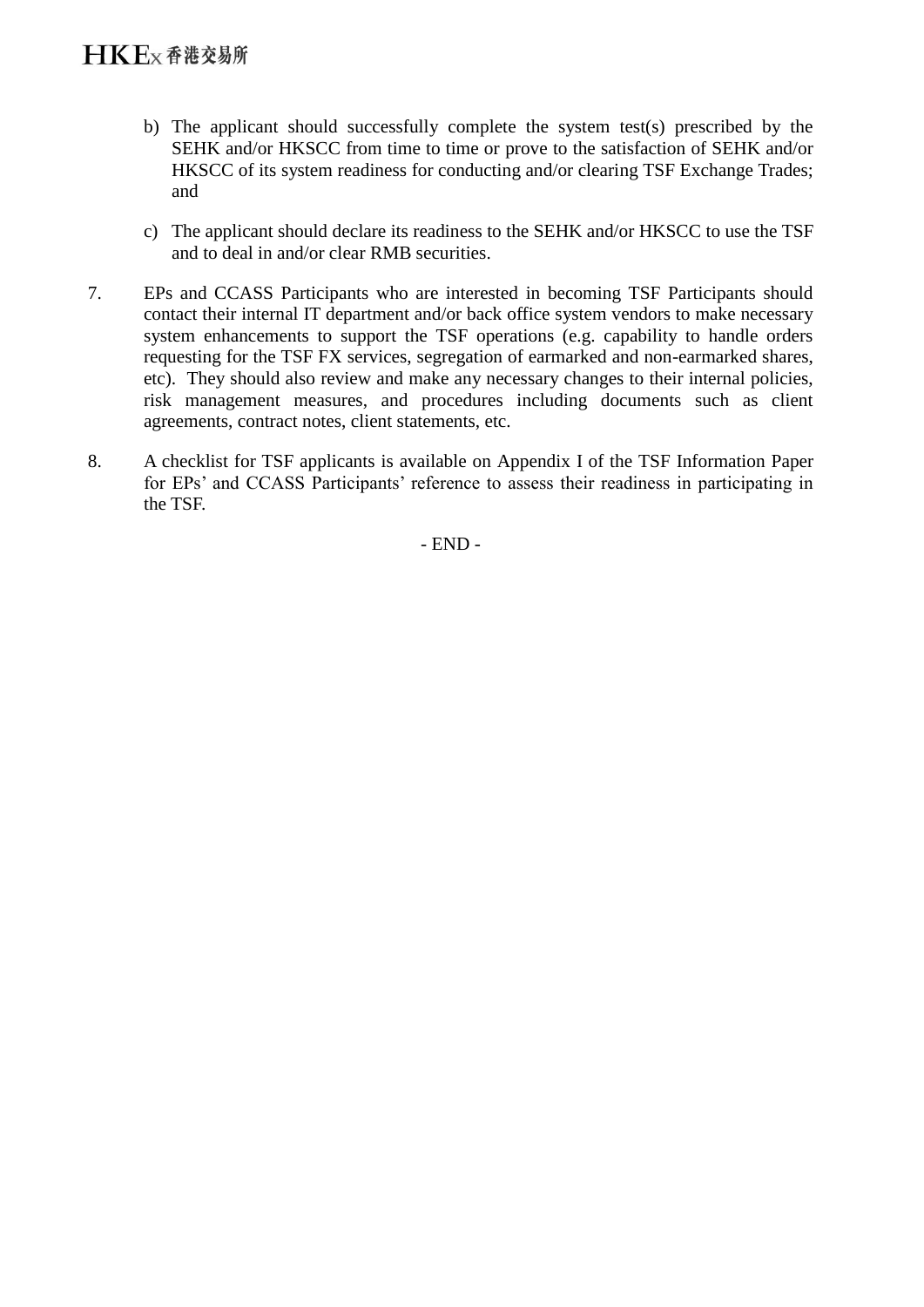b) The applicant should successfully complete the system test(s) prescribed by the SEHK and/or HKSCC from time to time or prove to the satisfaction of SEHK and/or HKSCC of its system readiness for conducting and/or clearing TSF Exchange Trades; and

c) The applicant should declare its readiness to the SEHK and/or HKSCC to use the TSF and to deal in and/or clear RMB securities.

7. EPs and CCASS Participants who are interested in becoming TSF Participants should contact their internal IT department and/or back office system vendors to make necessary system enhancements to support the TSF operations (e.g. capability to handle orders requesting for the TSF FX services, segregation of earmarked and non-earmarked shares, etc). They should also review and make any necessary changes to their internal policies, risk management measures, and procedures including documents such as client agreements, contract notes, client statements, etc.

8. A checklist for TSF applicants is available on Appendix I of the TSF Information Paper for EPs' and CCASS Participants' reference to assess their readiness in participating in the TSF.

- END -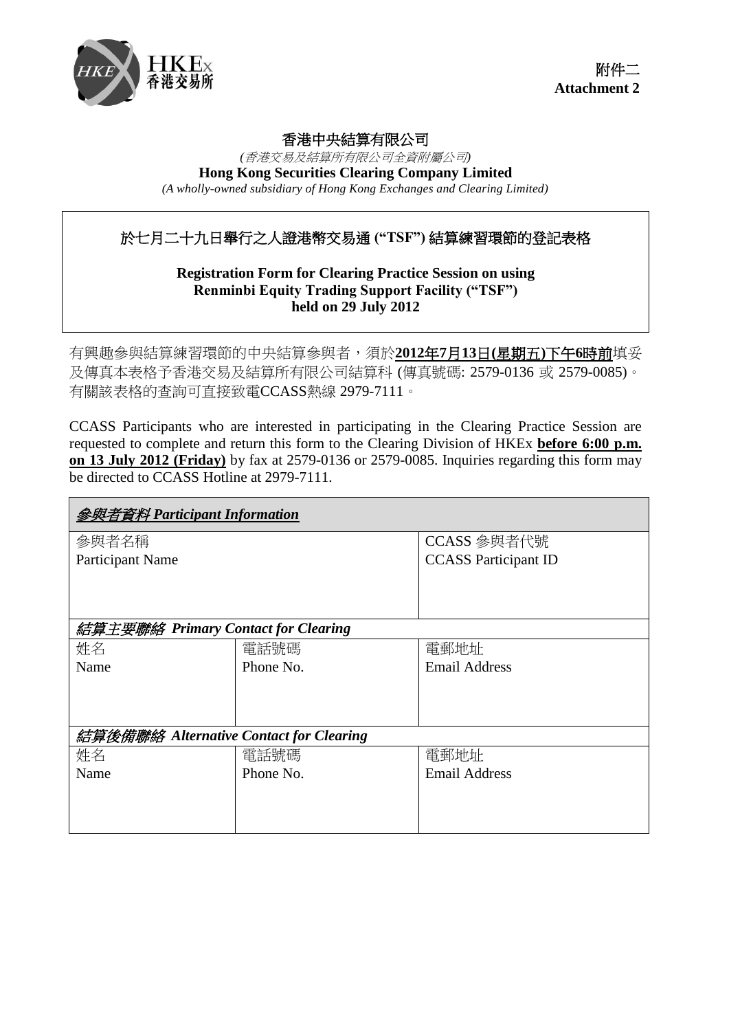附件二
**Attachment 2**

# 香港中央結算有限公司

*(香港交易及結算所有限公司全資附屬公司)*

**Hong Kong Securities Clearing Company Limited**

*(A wholly-owned subsidiary of Hong Kong Exchanges and Clearing Limited)*

## 於七月二十九日舉行之人證港幣交易通 (“TSF”) 結算練習環節的登記表格

**Registration Form for Clearing Practice Session on using Renminbi Equity Trading Support Facility (“TSF”) held on 29 July 2012**

有興趣參與結算練習環節的中央結算參與者，須於**2012年7月13日(星期五)下午6時前**填妥及傳真本表格予香港交易及結算所有限公司結算科 (傳真號碼: 2579-0136 或 2579-0085)。有關該表格的查詢可直接致電CCASS熱線 2979-7111。

CCASS Participants who are interested in participating in the Clearing Practice Session are requested to complete and return this form to the Clearing Division of HKEx **before 6:00 p.m. on 13 July 2012 (Friday)** by fax at 2579-0136 or 2579-0085. Inquiries regarding this form may be directed to CCASS Hotline at 2979-7111.

| *參與者資料 Participant Information* | | |
|---|---|---|
| 參與者名稱<br>Participant Name | | CCASS 參與者代號<br>CCASS Participant ID |
| *結算主要聯絡 Primary Contact for Clearing* | | |
| 姓名<br>Name | 電話號碼<br>Phone No. | 電郵地址<br>Email Address |
| *結算後備聯絡 Alternative Contact for Clearing* | | |
| 姓名<br>Name | 電話號碼<br>Phone No. | 電郵地址<br>Email Address |